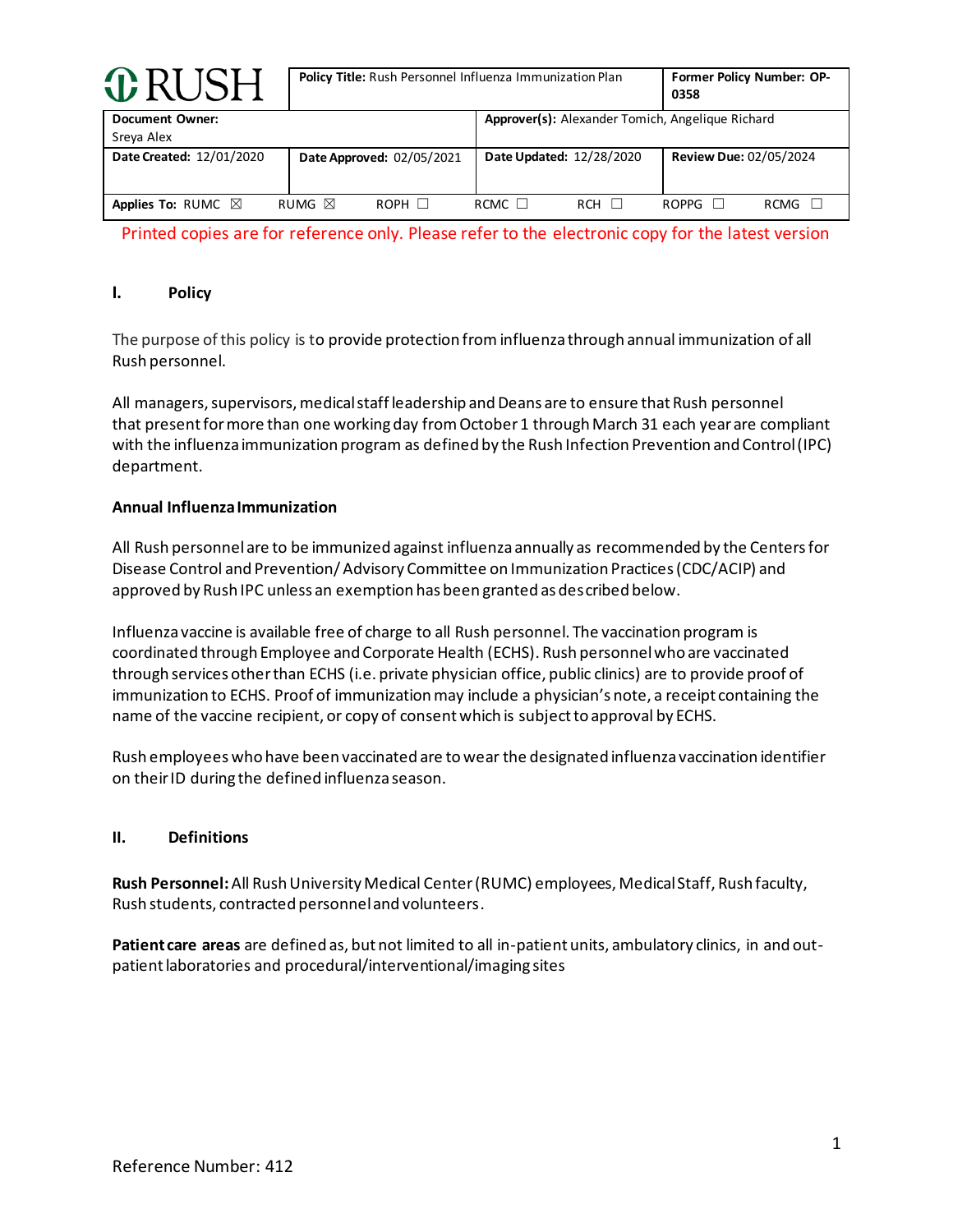| RUSH | Policy Title: Rush Personnel Influenza Immunization Plan | | Former Policy Number: OP-0358 | | | |
|---|---|---|---|---|---|---|
| **Document Owner:** Sreya Alex | | **Approver(s):** Alexander Tomich, Angelique Richard | | | | |
| **Date Created:** 12/01/2020 | **Date Approved:** 02/05/2021 | **Date Updated:** 12/28/2020 | **Review Due:** 02/05/2024 | | | |
| **Applies To:** RUMC ☒ | RUMG ☒ | ROPH ☐ | RCMC ☐ | RCH ☐ | ROPPG ☐ | RCMG ☐ |

Printed copies are for reference only. Please refer to the electronic copy for the latest version

## I. Policy

The purpose of this policy is to provide protection from influenza through annual immunization of all Rush personnel.

All managers, supervisors, medical staff leadership and Deans are to ensure that Rush personnel that present for more than one working day from October 1 through March 31 each year are compliant with the influenza immunization program as defined by the Rush Infection Prevention and Control (IPC) department.

### Annual Influenza Immunization

All Rush personnel are to be immunized against influenza annually as recommended by the Centers for Disease Control and Prevention/ Advisory Committee on Immunization Practices (CDC/ACIP) and approved by Rush IPC unless an exemption has been granted as described below.

Influenza vaccine is available free of charge to all Rush personnel. The vaccination program is coordinated through Employee and Corporate Health (ECHS). Rush personnel who are vaccinated through services other than ECHS (i.e. private physician office, public clinics) are to provide proof of immunization to ECHS. Proof of immunization may include a physician's note, a receipt containing the name of the vaccine recipient, or copy of consent which is subject to approval by ECHS.

Rush employees who have been vaccinated are to wear the designated influenza vaccination identifier on their ID during the defined influenza season.

## II. Definitions

**Rush Personnel:** All Rush University Medical Center (RUMC) employees, Medical Staff, Rush faculty, Rush students, contracted personnel and volunteers.

**Patient care areas** are defined as, but not limited to all in-patient units, ambulatory clinics, in and out-patient laboratories and procedural/interventional/imaging sites

Reference Number: 412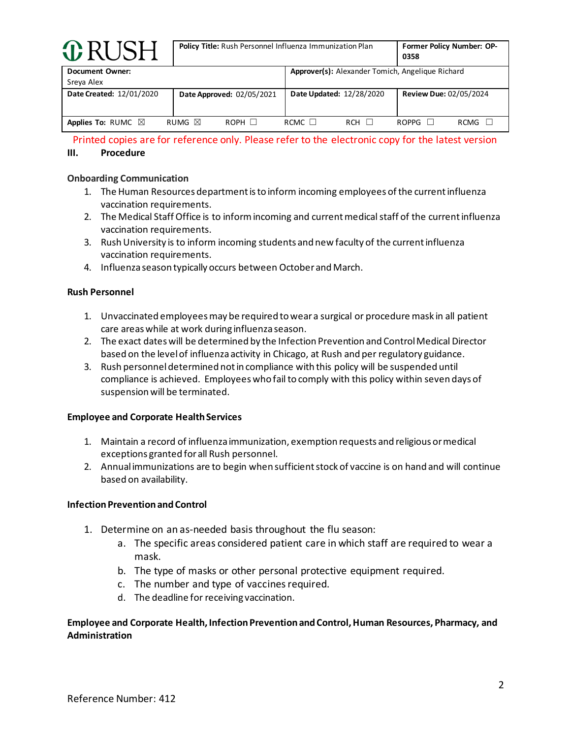### III. Procedure

**Onboarding Communication**

1. The Human Resources department is to inform incoming employees of the current influenza vaccination requirements.
2. The Medical Staff Office is to inform incoming and current medical staff of the current influenza vaccination requirements.
3. Rush University is to inform incoming students and new faculty of the current influenza vaccination requirements.
4. Influenza season typically occurs between October and March.

**Rush Personnel**

1. Unvaccinated employees may be required to wear a surgical or procedure mask in all patient care areas while at work during influenza season.
2. The exact dates will be determined by the Infection Prevention and Control Medical Director based on the level of influenza activity in Chicago, at Rush and per regulatory guidance.
3. Rush personnel determined not in compliance with this policy will be suspended until compliance is achieved. Employees who fail to comply with this policy within seven days of suspension will be terminated.

**Employee and Corporate Health Services**

1. Maintain a record of influenza immunization, exemption requests and religious or medical exceptions granted for all Rush personnel.
2. Annual immunizations are to begin when sufficient stock of vaccine is on hand and will continue based on availability.

**Infection Prevention and Control**

1. Determine on an as-needed basis throughout the flu season:
   a. The specific areas considered patient care in which staff are required to wear a mask.
   b. The type of masks or other personal protective equipment required.
   c. The number and type of vaccines required.
   d. The deadline for receiving vaccination.

**Employee and Corporate Health, Infection Prevention and Control, Human Resources, Pharmacy, and Administration**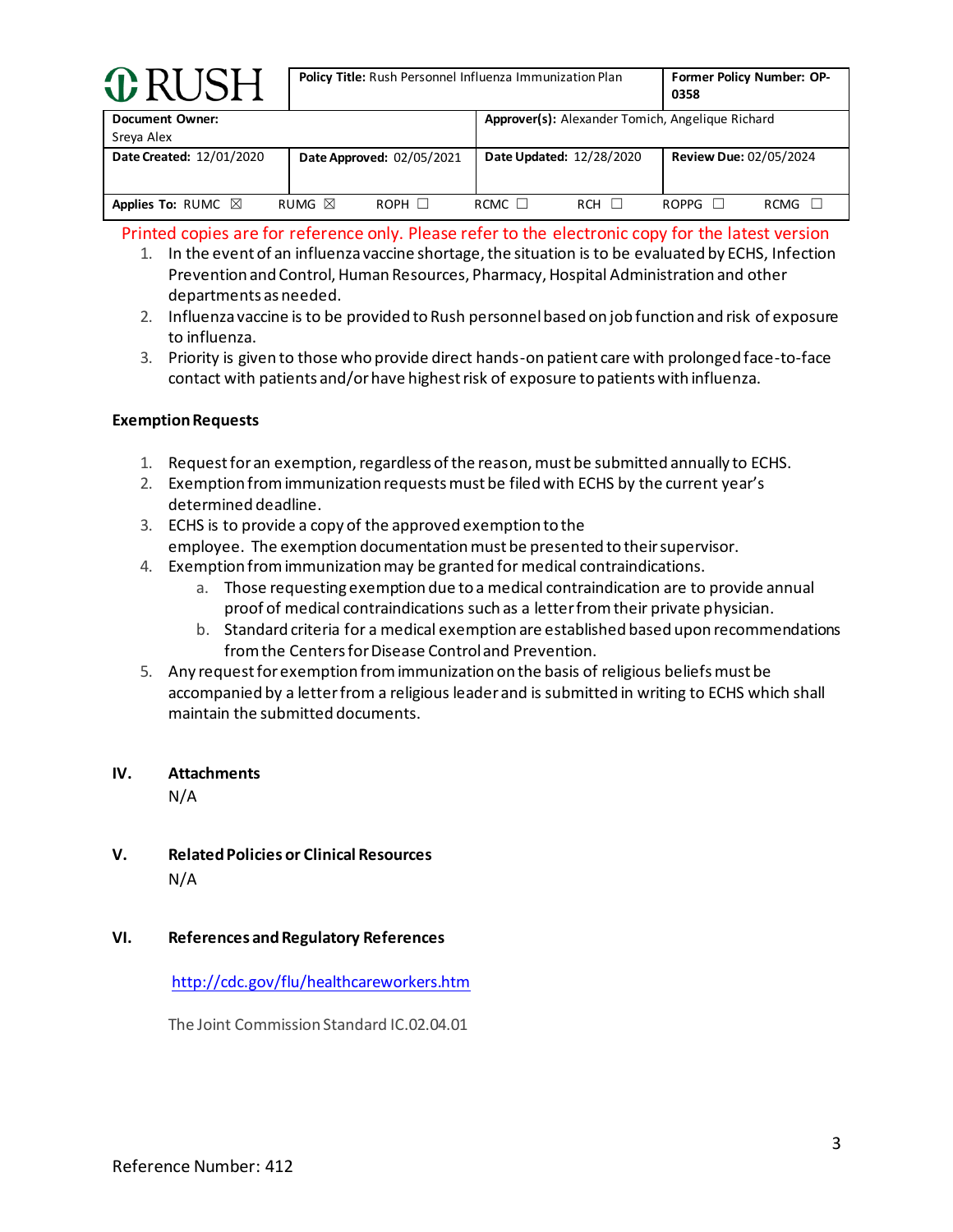1. In the event of an influenza vaccine shortage, the situation is to be evaluated by ECHS, Infection Prevention and Control, Human Resources, Pharmacy, Hospital Administration and other departments as needed.
2. Influenza vaccine is to be provided to Rush personnel based on job function and risk of exposure to influenza.
3. Priority is given to those who provide direct hands-on patient care with prolonged face-to-face contact with patients and/or have highest risk of exposure to patients with influenza.

**Exemption Requests**

1. Request for an exemption, regardless of the reason, must be submitted annually to ECHS.
2. Exemption from immunization requests must be filed with ECHS by the current year's determined deadline.
3. ECHS is to provide a copy of the approved exemption to the employee. The exemption documentation must be presented to their supervisor.
4. Exemption from immunization may be granted for medical contraindications.
   a. Those requesting exemption due to a medical contraindication are to provide annual proof of medical contraindications such as a letter from their private physician.
   b. Standard criteria for a medical exemption are established based upon recommendations from the Centers for Disease Control and Prevention.
5. Any request for exemption from immunization on the basis of religious beliefs must be accompanied by a letter from a religious leader and is submitted in writing to ECHS which shall maintain the submitted documents.

## IV. Attachments

N/A

## V. Related Policies or Clinical Resources

N/A

## VI. References and Regulatory References

http://cdc.gov/flu/healthcareworkers.htm

The Joint Commission Standard IC.02.04.01